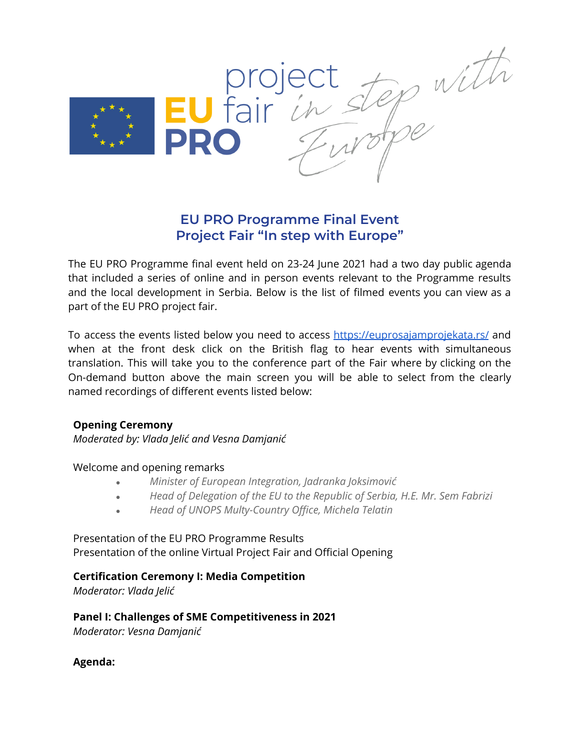project
**EU** fair *in step with*
**PRO** *Europe*

## EU PRO Programme Final Event
## Project Fair "In step with Europe"

The EU PRO Programme final event held on 23-24 June 2021 had a two day public agenda that included a series of online and in person events relevant to the Programme results and the local development in Serbia. Below is the list of filmed events you can view as a part of the EU PRO project fair.

To access the events listed below you need to access [https://euprosajamprojekata.rs/](https://euprosajamprojekata.rs/) and when at the front desk click on the British flag to hear events with simultaneous translation. This will take you to the conference part of the Fair where by clicking on the On-demand button above the main screen you will be able to select from the clearly named recordings of different events listed below:

**Opening Ceremony**
*Moderated by: Vlada Jelić and Vesna Damjanić*

Welcome and opening remarks

- *Minister of European Integration, Jadranka Joksimović*
- *Head of Delegation of the EU to the Republic of Serbia, H.E. Mr. Sem Fabrizi*
- *Head of UNOPS Multy-Country Office, Michela Telatin*

Presentation of the EU PRO Programme Results
Presentation of the online Virtual Project Fair and Official Opening

**Certification Ceremony I: Media Competition**
*Moderator: Vlada Jelić*

**Panel I: Challenges of SME Competitiveness in 2021**
*Moderator: Vesna Damjanić*

**Agenda:**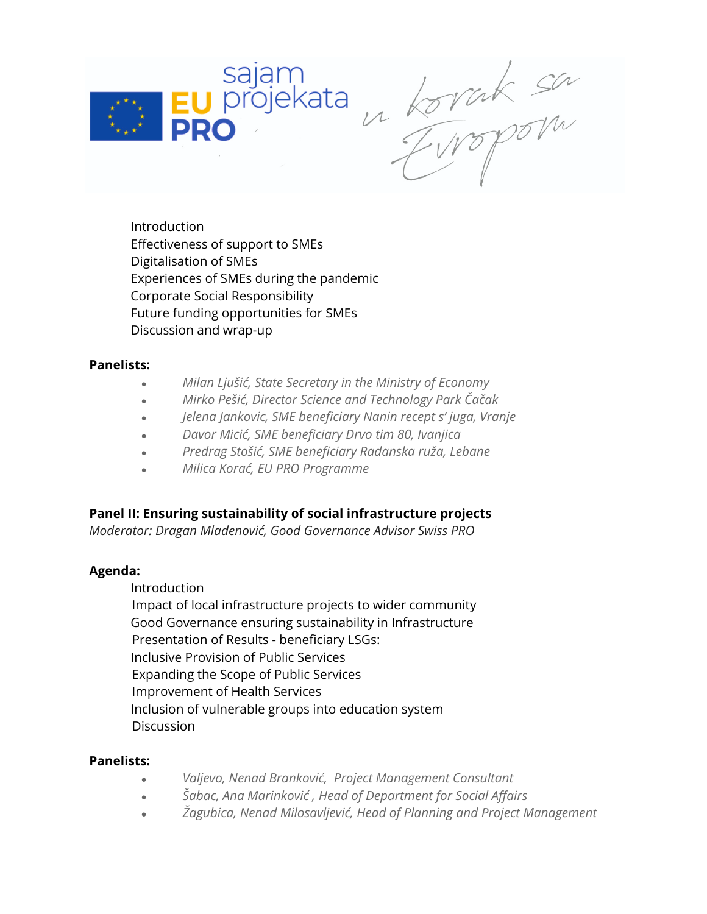Introduction
Effectiveness of support to SMEs
Digitalisation of SMEs
Experiences of SMEs during the pandemic
Corporate Social Responsibility
Future funding opportunities for SMEs
Discussion and wrap-up

**Panelists:**

- *Milan Ljušić, State Secretary in the Ministry of Economy*
- *Mirko Pešić, Director Science and Technology Park Čačak*
- *Jelena Jankovic, SME beneficiary Nanin recept s' juga, Vranje*
- *Davor Micić, SME beneficiary Drvo tim 80, Ivanjica*
- *Predrag Stošić, SME beneficiary Radanska ruža, Lebane*
- *Milica Korać, EU PRO Programme*

**Panel II: Ensuring sustainability of social infrastructure projects**

*Moderator: Dragan Mladenović, Good Governance Advisor Swiss PRO*

**Agenda:**

Introduction
Impact of local infrastructure projects to wider community
Good Governance ensuring sustainability in Infrastructure
Presentation of Results - beneficiary LSGs:
Inclusive Provision of Public Services
Expanding the Scope of Public Services
Improvement of Health Services
Inclusion of vulnerable groups into education system
Discussion

**Panelists:**

- *Valjevo, Nenad Branković, Project Management Consultant*
- *Šabac, Ana Marinković , Head of Department for Social Affairs*
- *Žagubica, Nenad Milosavljević, Head of Planning and Project Management*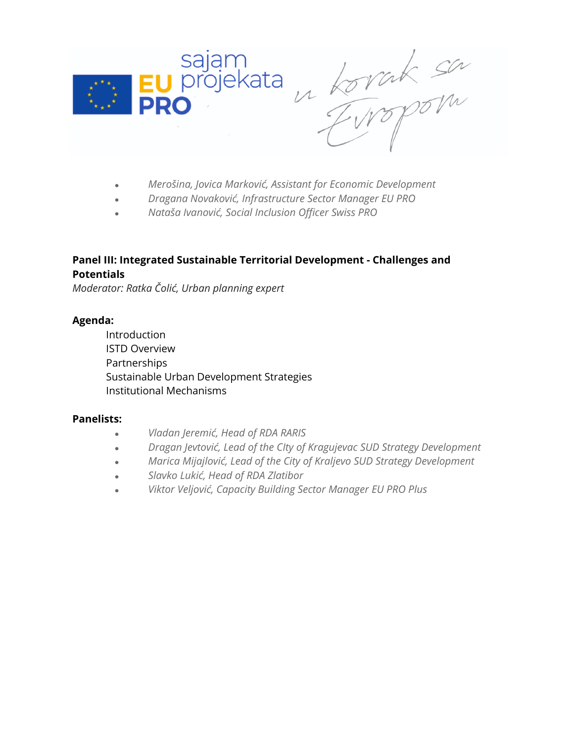- *Merošina, Jovica Marković, Assistant for Economic Development*
- *Dragana Novaković, Infrastructure Sector Manager EU PRO*
- *Nataša Ivanović, Social Inclusion Officer Swiss PRO*

**Panel III: Integrated Sustainable Territorial Development - Challenges and Potentials**

*Moderator: Ratka Čolić, Urban planning expert*

**Agenda:**

Introduction
ISTD Overview
Partnerships
Sustainable Urban Development Strategies
Institutional Mechanisms

**Panelists:**

- *Vladan Jeremić, Head of RDA RARIS*
- *Dragan Jevtović, Lead of the CIty of Kragujevac SUD Strategy Development*
- *Marica Mijajlović, Lead of the City of Kraljevo SUD Strategy Development*
- *Slavko Lukić, Head of RDA Zlatibor*
- *Viktor Veljović, Capacity Building Sector Manager EU PRO Plus*